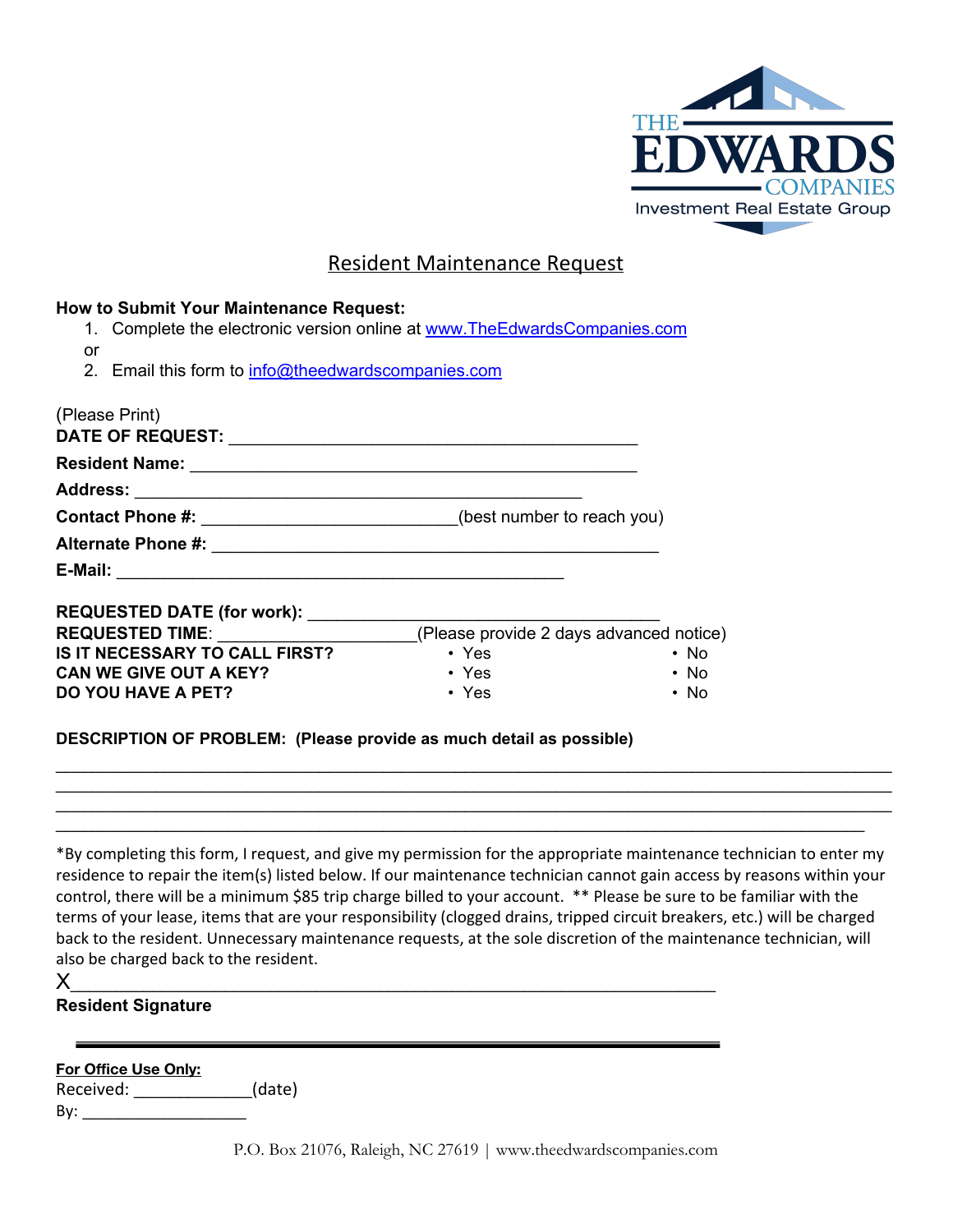THE EDWARDS COMPANIES
Investment Real Estate Group

# Resident Maintenance Request

**How to Submit Your Maintenance Request:**

1. Complete the electronic version online at www.TheEdwardsCompanies.com

or

2. Email this form to info@theedwardscompanies.com

(Please Print)

**DATE OF REQUEST:** ___________________________________________

**Resident Name:** _______________________________________________

**Address:** _______________________________________________

**Contact Phone #:** ___________________________(best number to reach you)

**Alternate Phone #:** _______________________________________________

**E-Mail:** _______________________________________________

**REQUESTED DATE (for work):** _____________________________________

**REQUESTED TIME**: _____________________(Please provide 2 days advanced notice)

| | | |
|---|---|---|
| **IS IT NECESSARY TO CALL FIRST?** | • Yes | • No |
| **CAN WE GIVE OUT A KEY?** | • Yes | • No |
| **DO YOU HAVE A PET?** | • Yes | • No |

**DESCRIPTION OF PROBLEM: (Please provide as much detail as possible)**

_____________________________________________________________________________________

_____________________________________________________________________________________

_____________________________________________________________________________________

_____________________________________________________________________________________

*By completing this form, I request, and give my permission for the appropriate maintenance technician to enter my residence to repair the item(s) listed below. If our maintenance technician cannot gain access by reasons within your control, there will be a minimum $85 trip charge billed to your account. ** Please be sure to be familiar with the terms of your lease, items that are your responsibility (clogged drains, tripped circuit breakers, etc.) will be charged back to the resident. Unnecessary maintenance requests, at the sole discretion of the maintenance technician, will also be charged back to the resident.

X_____________________________________________________________________

**Resident Signature**

---

**For Office Use Only:**

Received: _____________(date)

By: ___________________

P.O. Box 21076, Raleigh, NC 27619 | www.theedwardscompanies.com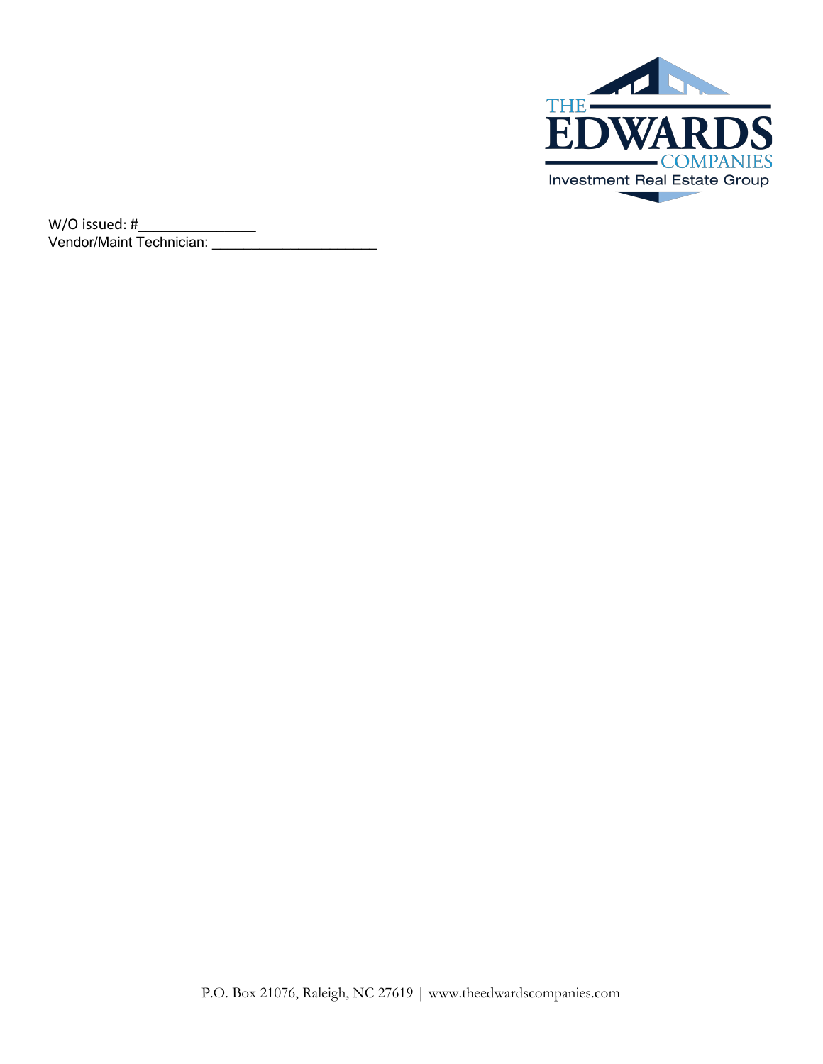THE EDWARDS COMPANIES
Investment Real Estate Group

W/O issued: #_______________

Vendor/Maint Technician: _____________________

P.O. Box 21076, Raleigh, NC 27619 | www.theedwardscompanies.com